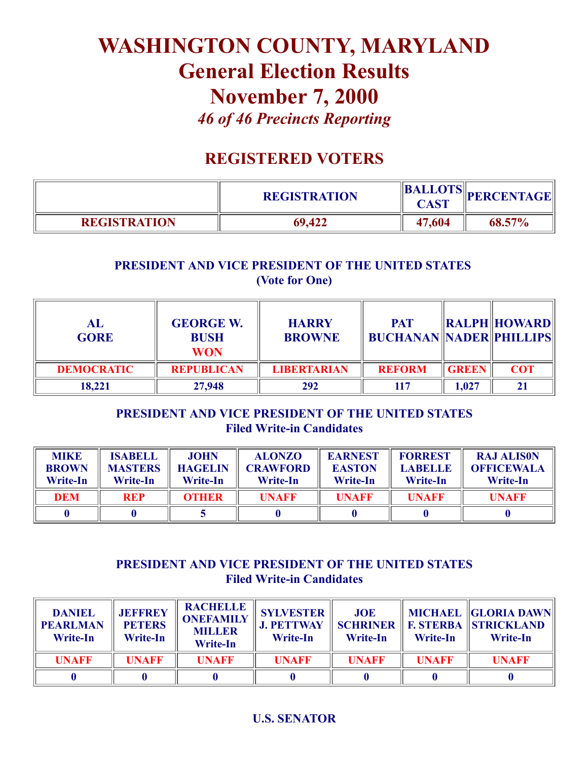# WASHINGTON COUNTY, MARYLAND
# General Election Results
# November 7, 2000
*46 of 46 Precincts Reporting*

## REGISTERED VOTERS

| | REGISTRATION | BALLOTS CAST | PERCENTAGE |
|---|---|---|---|
| REGISTRATION | 69,422 | 47,604 | 68.57% |

### PRESIDENT AND VICE PRESIDENT OF THE UNITED STATES
(Vote for One)

| AL GORE | GEORGE W. BUSH WON | HARRY BROWNE | PAT BUCHANAN | RALPH NADER | HOWARD PHILLIPS |
|---|---|---|---|---|---|
| DEMOCRATIC | REPUBLICAN | LIBERTARIAN | REFORM | GREEN | COT |
| 18,221 | 27,948 | 292 | 117 | 1,027 | 21 |

### PRESIDENT AND VICE PRESIDENT OF THE UNITED STATES
Filed Write-in Candidates

| MIKE BROWN Write-In | ISABELL MASTERS Write-In | JOHN HAGELIN Write-In | ALONZO CRAWFORD Write-In | EARNEST EASTON Write-In | FORREST LABELLE Write-In | RAJ ALIS0N OFFICEWALA Write-In |
|---|---|---|---|---|---|---|
| DEM | REP | OTHER | UNAFF | UNAFF | UNAFF | UNAFF |
| 0 | 0 | 5 | 0 | 0 | 0 | 0 |

### PRESIDENT AND VICE PRESIDENT OF THE UNITED STATES
Filed Write-in Candidates

| DANIEL PEARLMAN Write-In | JEFFREY PETERS Write-In | RACHELLE ONEFAMILY MILLER Write-In | SYLVESTER J. PETTWAY Write-In | JOE SCHRINER Write-In | MICHAEL F. STERBA Write-In | GLORIA DAWN STRICKLAND Write-In |
|---|---|---|---|---|---|---|
| UNAFF | UNAFF | UNAFF | UNAFF | UNAFF | UNAFF | UNAFF |
| 0 | 0 | 0 | 0 | 0 | 0 | 0 |

### U.S. SENATOR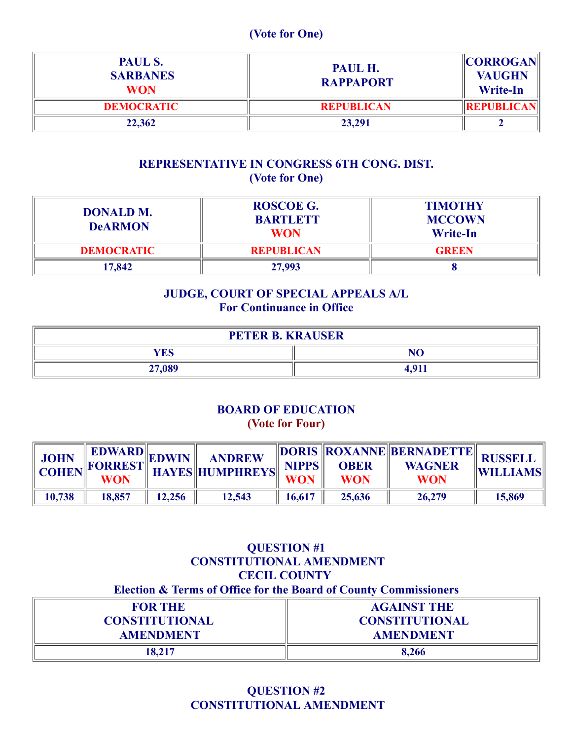(Vote for One)

| PAUL S. SARBANES WON | PAUL H. RAPPAPORT | CORROGAN VAUGHN Write-In |
|---|---|---|
| DEMOCRATIC | REPUBLICAN | REPUBLICAN |
| 22,362 | 23,291 | 2 |

## REPRESENTATIVE IN CONGRESS 6TH CONG. DIST.
(Vote for One)

| DONALD M. DeARMON | ROSCOE G. BARTLETT WON | TIMOTHY MCCOWN Write-In |
|---|---|---|
| DEMOCRATIC | REPUBLICAN | GREEN |
| 17,842 | 27,993 | 8 |

## JUDGE, COURT OF SPECIAL APPEALS A/L
For Continuance in Office

| PETER B. KRAUSER | |
|---|---|
| YES | NO |
| 27,089 | 4,911 |

## BOARD OF EDUCATION
(Vote for Four)

| JOHN COHEN | EDWARD FORREST WON | EDWIN HAYES | ANDREW HUMPHREYS | DORIS NIPPS WON | ROXANNE OBER WON | BERNADETTE WAGNER WON | RUSSELL WILLIAMS |
|---|---|---|---|---|---|---|---|
| 10,738 | 18,857 | 12,256 | 12,543 | 16,617 | 25,636 | 26,279 | 15,869 |

## QUESTION #1
## CONSTITUTIONAL AMENDMENT
## CECIL COUNTY
Election & Terms of Office for the Board of County Commissioners

| FOR THE CONSTITUTIONAL AMENDMENT | AGAINST THE CONSTITUTIONAL AMENDMENT |
|---|---|
| 18,217 | 8,266 |

## QUESTION #2
## CONSTITUTIONAL AMENDMENT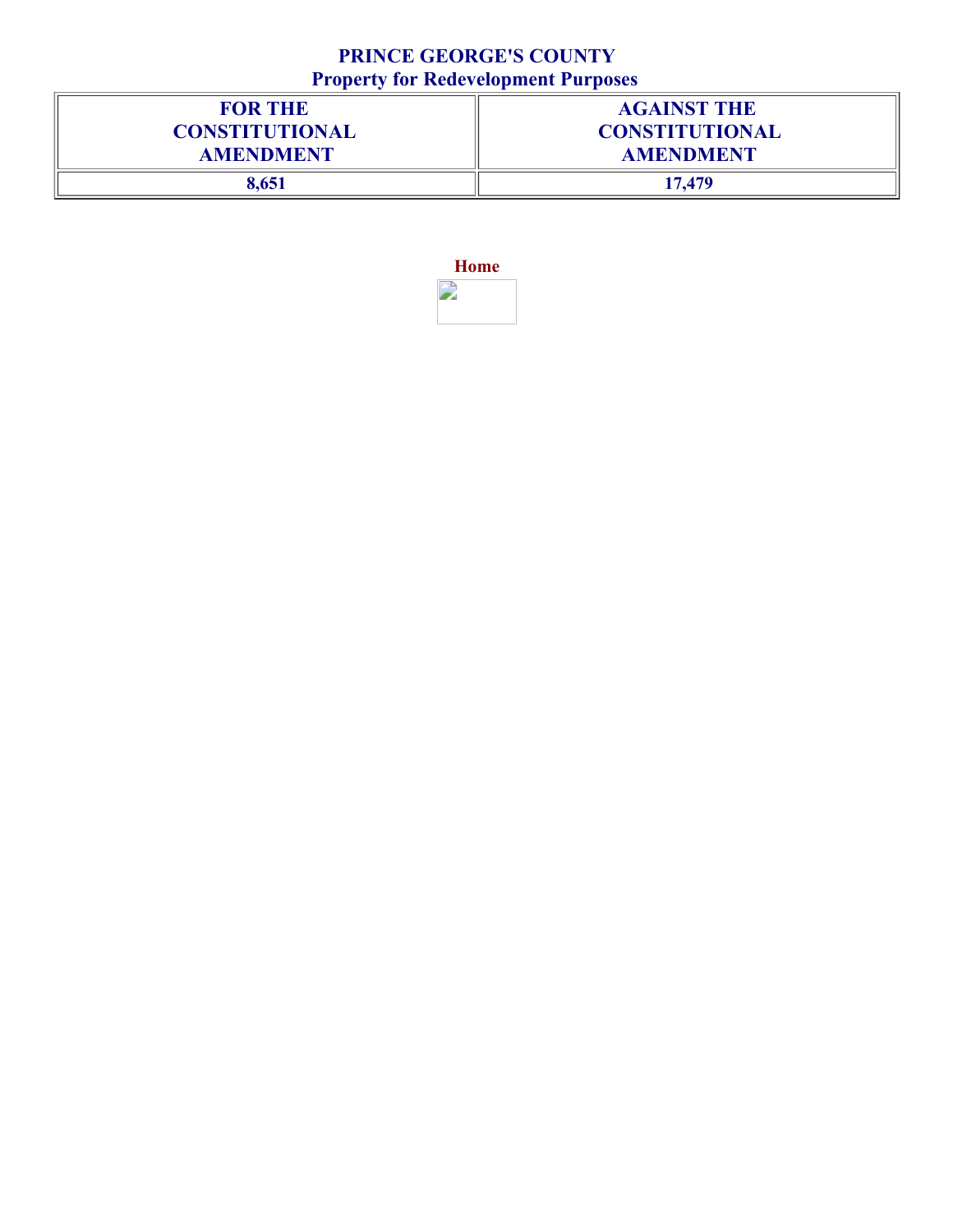## PRINCE GEORGE'S COUNTY
## Property for Redevelopment Purposes

| FOR THE CONSTITUTIONAL AMENDMENT | AGAINST THE CONSTITUTIONAL AMENDMENT |
| --- | --- |
| 8,651 | 17,479 |

**Home**